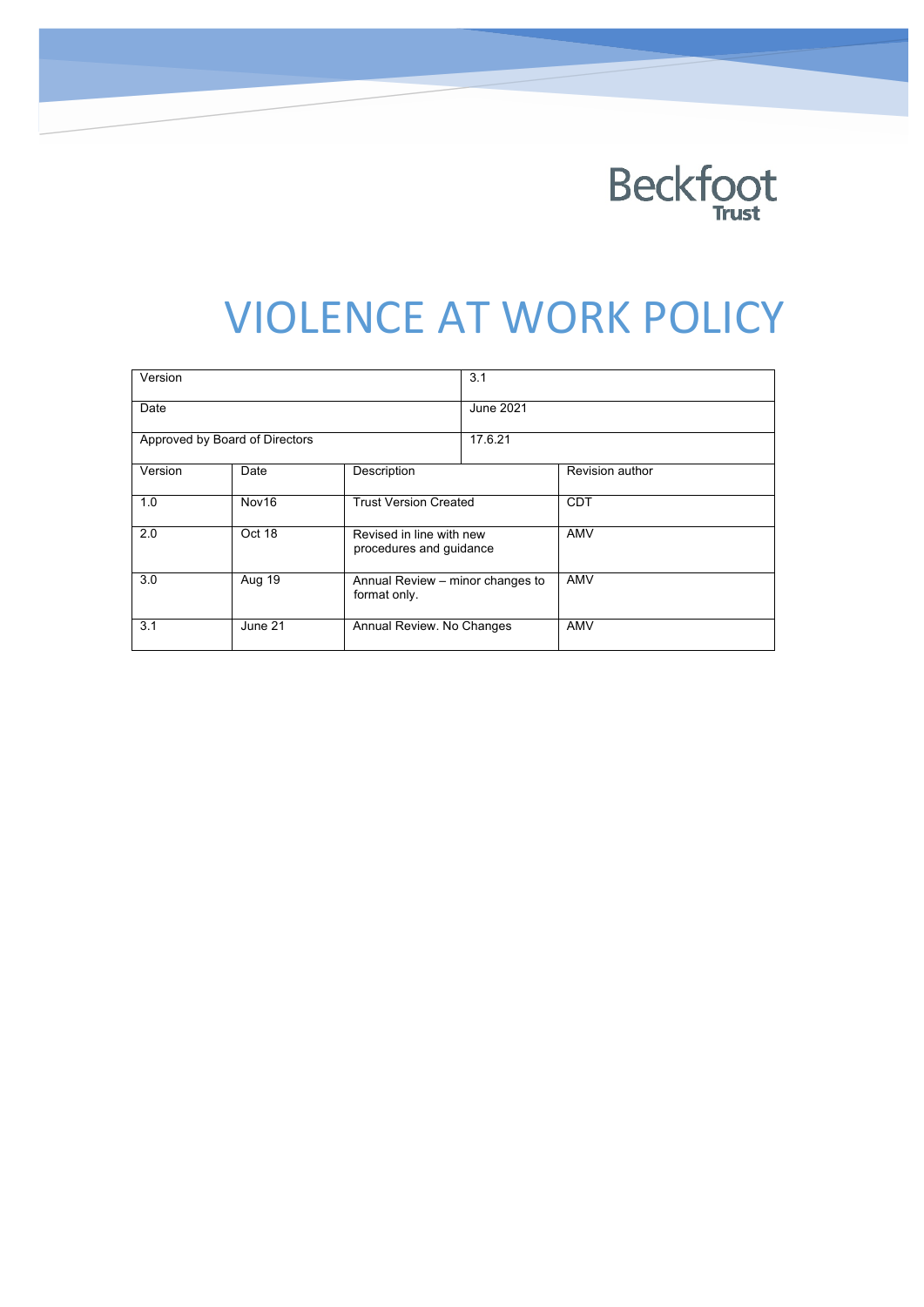Beckfoot Trust

# VIOLENCE AT WORK POLICY

| Version | | | 3.1 | |
|---|---|---|---|---|
| Date | | | June 2021 | |
| Approved by Board of Directors | | | 17.6.21 | |
| Version | Date | Description | | Revision author |
| 1.0 | Nov16 | Trust Version Created | | CDT |
| 2.0 | Oct 18 | Revised in line with new procedures and guidance | | AMV |
| 3.0 | Aug 19 | Annual Review – minor changes to format only. | | AMV |
| 3.1 | June 21 | Annual Review. No Changes | | AMV |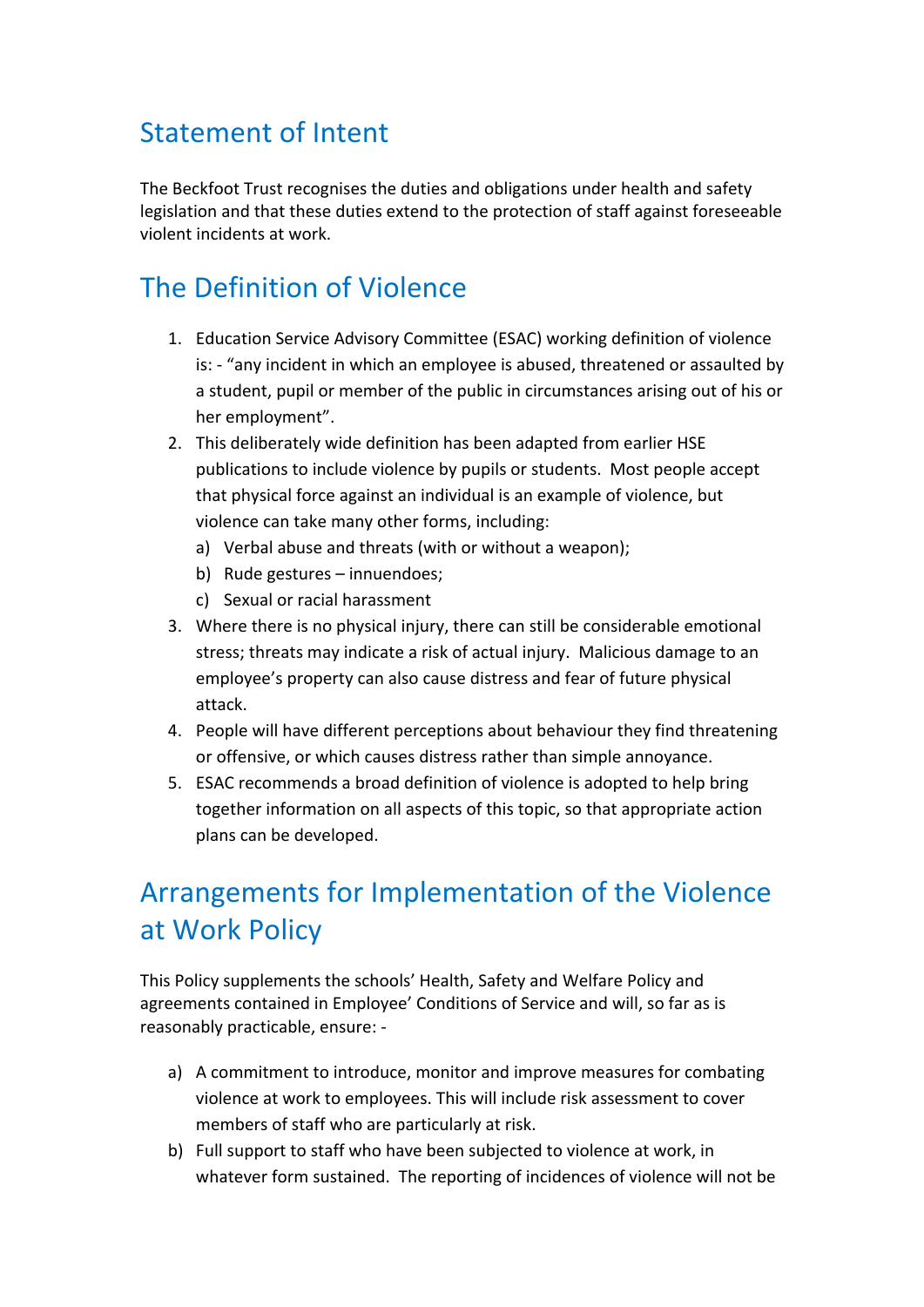## Statement of Intent

The Beckfoot Trust recognises the duties and obligations under health and safety legislation and that these duties extend to the protection of staff against foreseeable violent incidents at work.

## The Definition of Violence

1. Education Service Advisory Committee (ESAC) working definition of violence is: - "any incident in which an employee is abused, threatened or assaulted by a student, pupil or member of the public in circumstances arising out of his or her employment".
2. This deliberately wide definition has been adapted from earlier HSE publications to include violence by pupils or students. Most people accept that physical force against an individual is an example of violence, but violence can take many other forms, including:
   a) Verbal abuse and threats (with or without a weapon);
   b) Rude gestures – innuendoes;
   c) Sexual or racial harassment
3. Where there is no physical injury, there can still be considerable emotional stress; threats may indicate a risk of actual injury. Malicious damage to an employee's property can also cause distress and fear of future physical attack.
4. People will have different perceptions about behaviour they find threatening or offensive, or which causes distress rather than simple annoyance.
5. ESAC recommends a broad definition of violence is adopted to help bring together information on all aspects of this topic, so that appropriate action plans can be developed.

## Arrangements for Implementation of the Violence at Work Policy

This Policy supplements the schools' Health, Safety and Welfare Policy and agreements contained in Employee' Conditions of Service and will, so far as is reasonably practicable, ensure: -

a) A commitment to introduce, monitor and improve measures for combating violence at work to employees. This will include risk assessment to cover members of staff who are particularly at risk.
b) Full support to staff who have been subjected to violence at work, in whatever form sustained. The reporting of incidences of violence will not be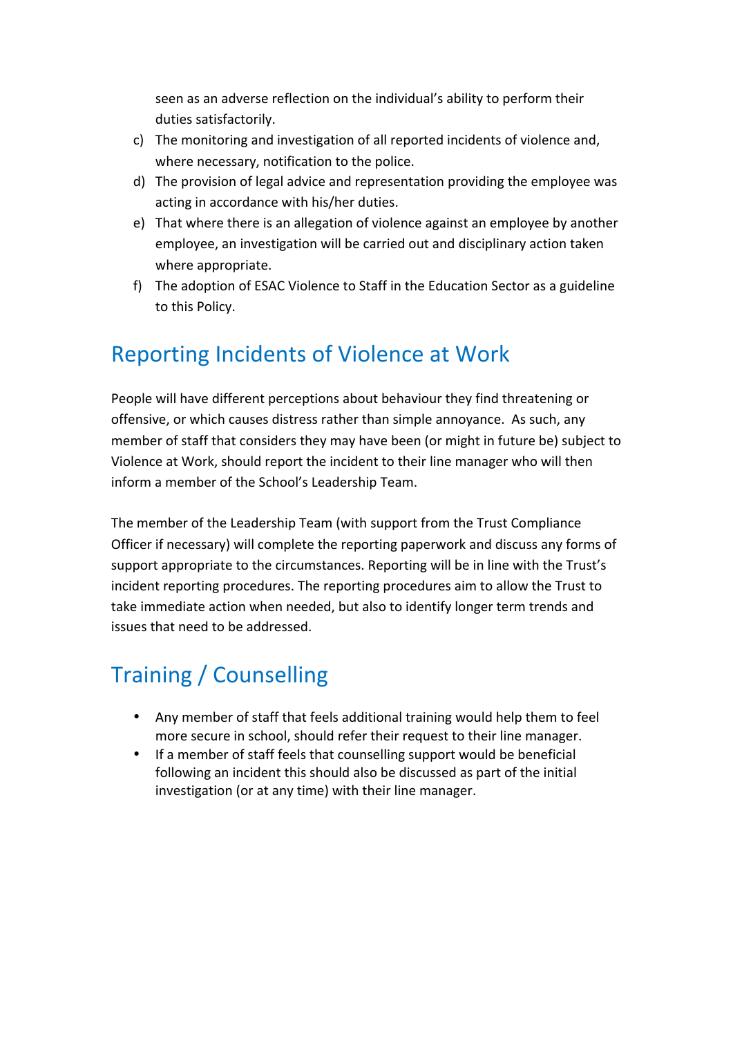seen as an adverse reflection on the individual's ability to perform their duties satisfactorily.

c) The monitoring and investigation of all reported incidents of violence and, where necessary, notification to the police.

d) The provision of legal advice and representation providing the employee was acting in accordance with his/her duties.

e) That where there is an allegation of violence against an employee by another employee, an investigation will be carried out and disciplinary action taken where appropriate.

f) The adoption of ESAC Violence to Staff in the Education Sector as a guideline to this Policy.

## Reporting Incidents of Violence at Work

People will have different perceptions about behaviour they find threatening or offensive, or which causes distress rather than simple annoyance. As such, any member of staff that considers they may have been (or might in future be) subject to Violence at Work, should report the incident to their line manager who will then inform a member of the School's Leadership Team.

The member of the Leadership Team (with support from the Trust Compliance Officer if necessary) will complete the reporting paperwork and discuss any forms of support appropriate to the circumstances. Reporting will be in line with the Trust's incident reporting procedures. The reporting procedures aim to allow the Trust to take immediate action when needed, but also to identify longer term trends and issues that need to be addressed.

## Training / Counselling

- Any member of staff that feels additional training would help them to feel more secure in school, should refer their request to their line manager.
- If a member of staff feels that counselling support would be beneficial following an incident this should also be discussed as part of the initial investigation (or at any time) with their line manager.